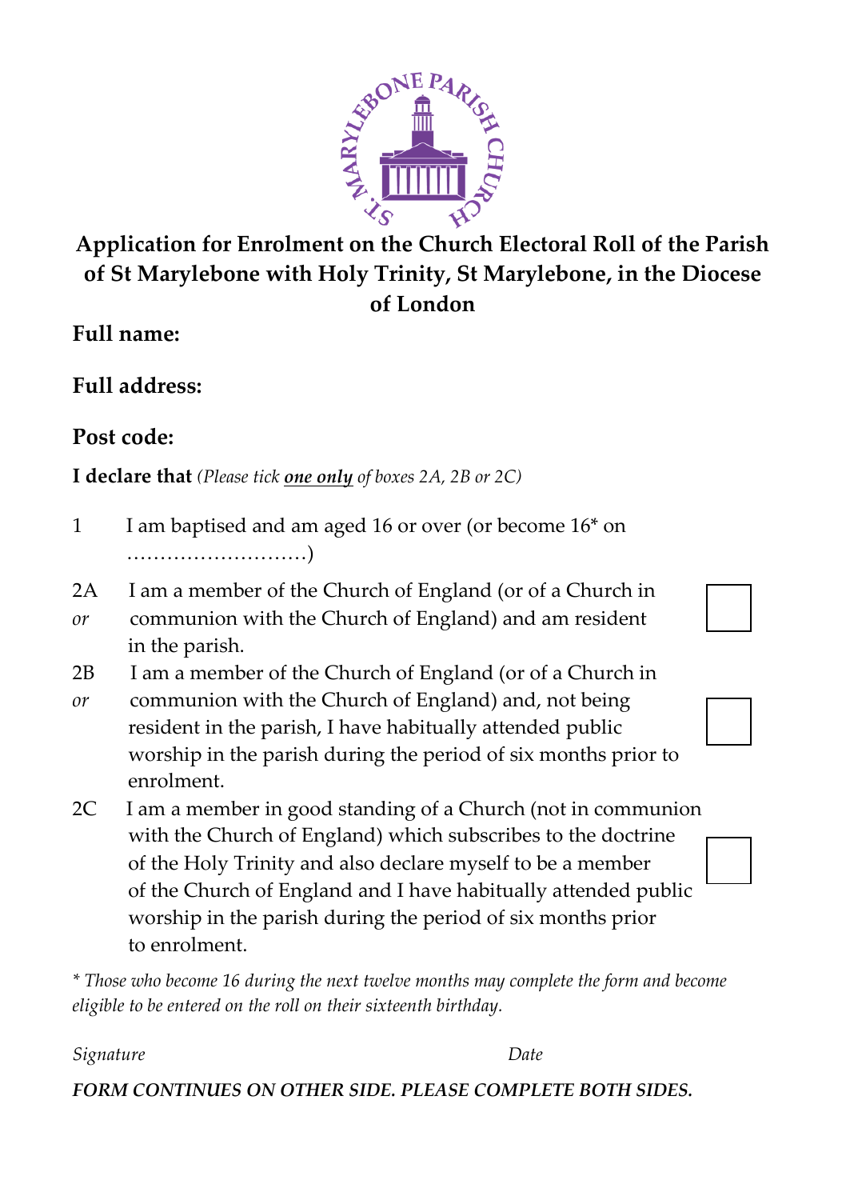# Application for Enrolment on the Church Electoral Roll of the Parish of St Marylebone with Holy Trinity, St Marylebone, in the Diocese of London

**Full name:**

**Full address:**

**Post code:**

**I declare that** *(Please tick **one only** of boxes 2A, 2B or 2C)*

1 I am baptised and am aged 16 or over (or become 16* on ………………………)

2A *or* I am a member of the Church of England (or of a Church in communion with the Church of England) and am resident in the parish. ☐

2B *or* I am a member of the Church of England (or of a Church in communion with the Church of England) and, not being resident in the parish, I have habitually attended public worship in the parish during the period of six months prior to enrolment. ☐

2C I am a member in good standing of a Church (not in communion with the Church of England) which subscribes to the doctrine of the Holy Trinity and also declare myself to be a member of the Church of England and I have habitually attended public worship in the parish during the period of six months prior to enrolment. ☐

*\* Those who become 16 during the next twelve months may complete the form and become eligible to be entered on the roll on their sixteenth birthday.*

*Signature* *Date*

***FORM CONTINUES ON OTHER SIDE. PLEASE COMPLETE BOTH SIDES.***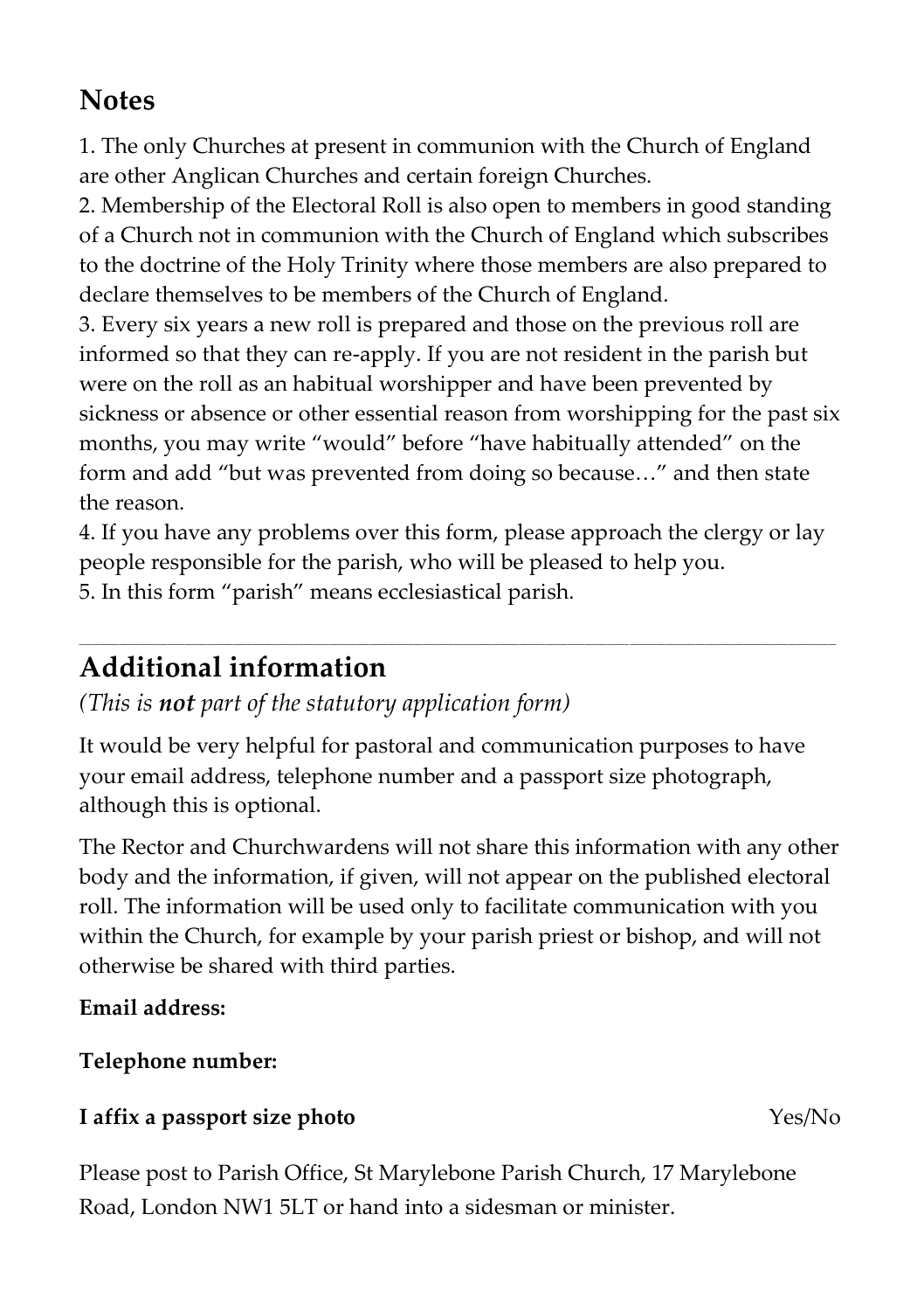## Notes

1. The only Churches at present in communion with the Church of England are other Anglican Churches and certain foreign Churches.
2. Membership of the Electoral Roll is also open to members in good standing of a Church not in communion with the Church of England which subscribes to the doctrine of the Holy Trinity where those members are also prepared to declare themselves to be members of the Church of England.
3. Every six years a new roll is prepared and those on the previous roll are informed so that they can re-apply. If you are not resident in the parish but were on the roll as an habitual worshipper and have been prevented by sickness or absence or other essential reason from worshipping for the past six months, you may write "would" before "have habitually attended" on the form and add "but was prevented from doing so because…" and then state the reason.
4. If you have any problems over this form, please approach the clergy or lay people responsible for the parish, who will be pleased to help you.
5. In this form "parish" means ecclesiastical parish.

---

## Additional information

*(This is **not** part of the statutory application form)*

It would be very helpful for pastoral and communication purposes to have your email address, telephone number and a passport size photograph, although this is optional.

The Rector and Churchwardens will not share this information with any other body and the information, if given, will not appear on the published electoral roll. The information will be used only to facilitate communication with you within the Church, for example by your parish priest or bishop, and will not otherwise be shared with third parties.

**Email address:**

**Telephone number:**

**I affix a passport size photo** Yes/No

Please post to Parish Office, St Marylebone Parish Church, 17 Marylebone Road, London NW1 5LT or hand into a sidesman or minister.